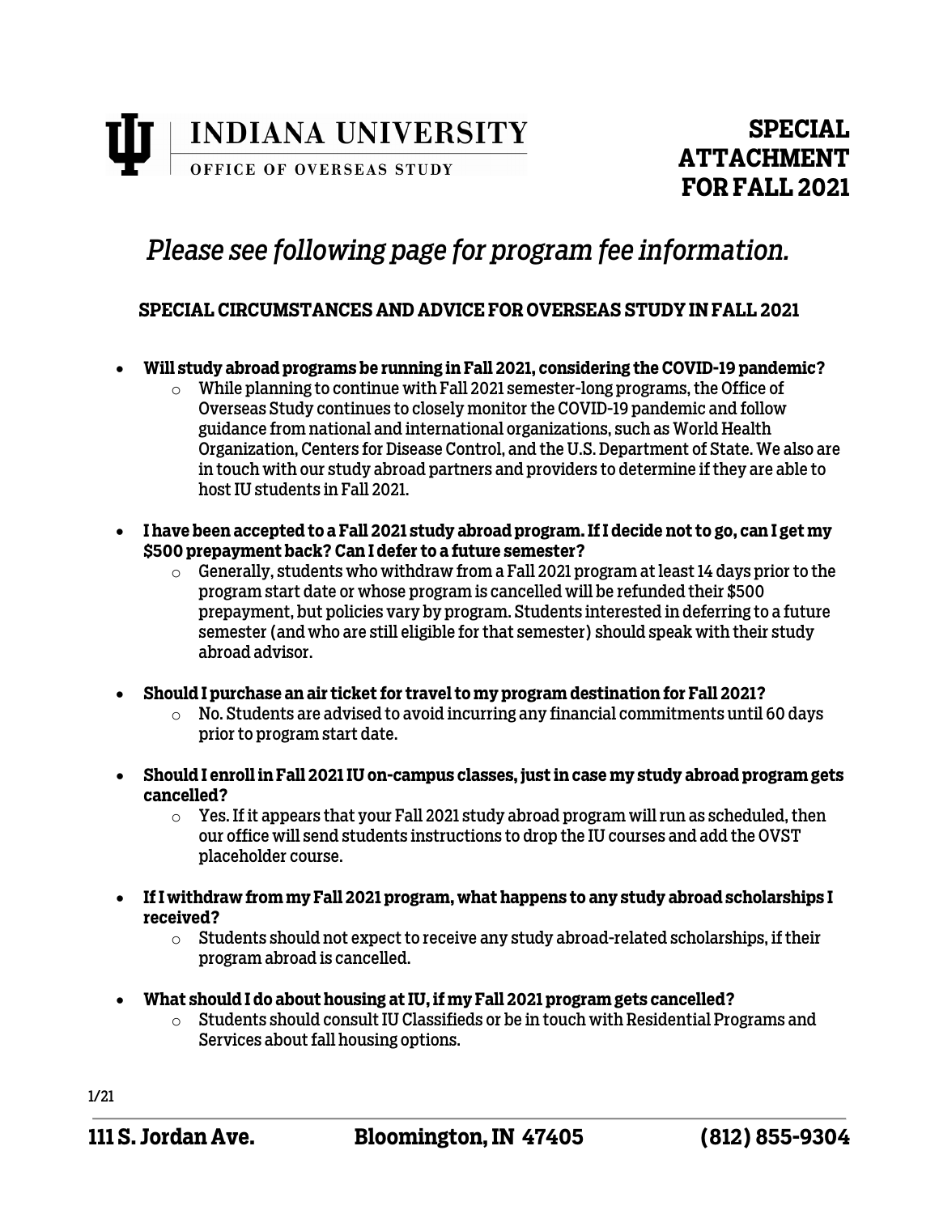**INDIANA UNIVERSITY**
**OFFICE OF OVERSEAS STUDY**

# SPECIAL ATTACHMENT FOR FALL 2021

*Please see following page for program fee information.*

## SPECIAL CIRCUMSTANCES AND ADVICE FOR OVERSEAS STUDY IN FALL 2021

- **Will study abroad programs be running in Fall 2021, considering the COVID-19 pandemic?**
  - While planning to continue with Fall 2021 semester-long programs, the Office of Overseas Study continues to closely monitor the COVID-19 pandemic and follow guidance from national and international organizations, such as World Health Organization, Centers for Disease Control, and the U.S. Department of State. We also are in touch with our study abroad partners and providers to determine if they are able to host IU students in Fall 2021.
- **I have been accepted to a Fall 2021 study abroad program. If I decide not to go, can I get my $500 prepayment back? Can I defer to a future semester?**
  - Generally, students who withdraw from a Fall 2021 program at least 14 days prior to the program start date or whose program is cancelled will be refunded their $500 prepayment, but policies vary by program. Students interested in deferring to a future semester (and who are still eligible for that semester) should speak with their study abroad advisor.
- **Should I purchase an air ticket for travel to my program destination for Fall 2021?**
  - No. Students are advised to avoid incurring any financial commitments until 60 days prior to program start date.
- **Should I enroll in Fall 2021 IU on-campus classes, just in case my study abroad program gets cancelled?**
  - Yes. If it appears that your Fall 2021 study abroad program will run as scheduled, then our office will send students instructions to drop the IU courses and add the OVST placeholder course.
- **If I withdraw from my Fall 2021 program, what happens to any study abroad scholarships I received?**
  - Students should not expect to receive any study abroad-related scholarships, if their program abroad is cancelled.
- **What should I do about housing at IU, if my Fall 2021 program gets cancelled?**
  - Students should consult IU Classifieds or be in touch with Residential Programs and Services about fall housing options.

1/21

**111 S. Jordan Ave.  Bloomington, IN 47405  (812) 855-9304**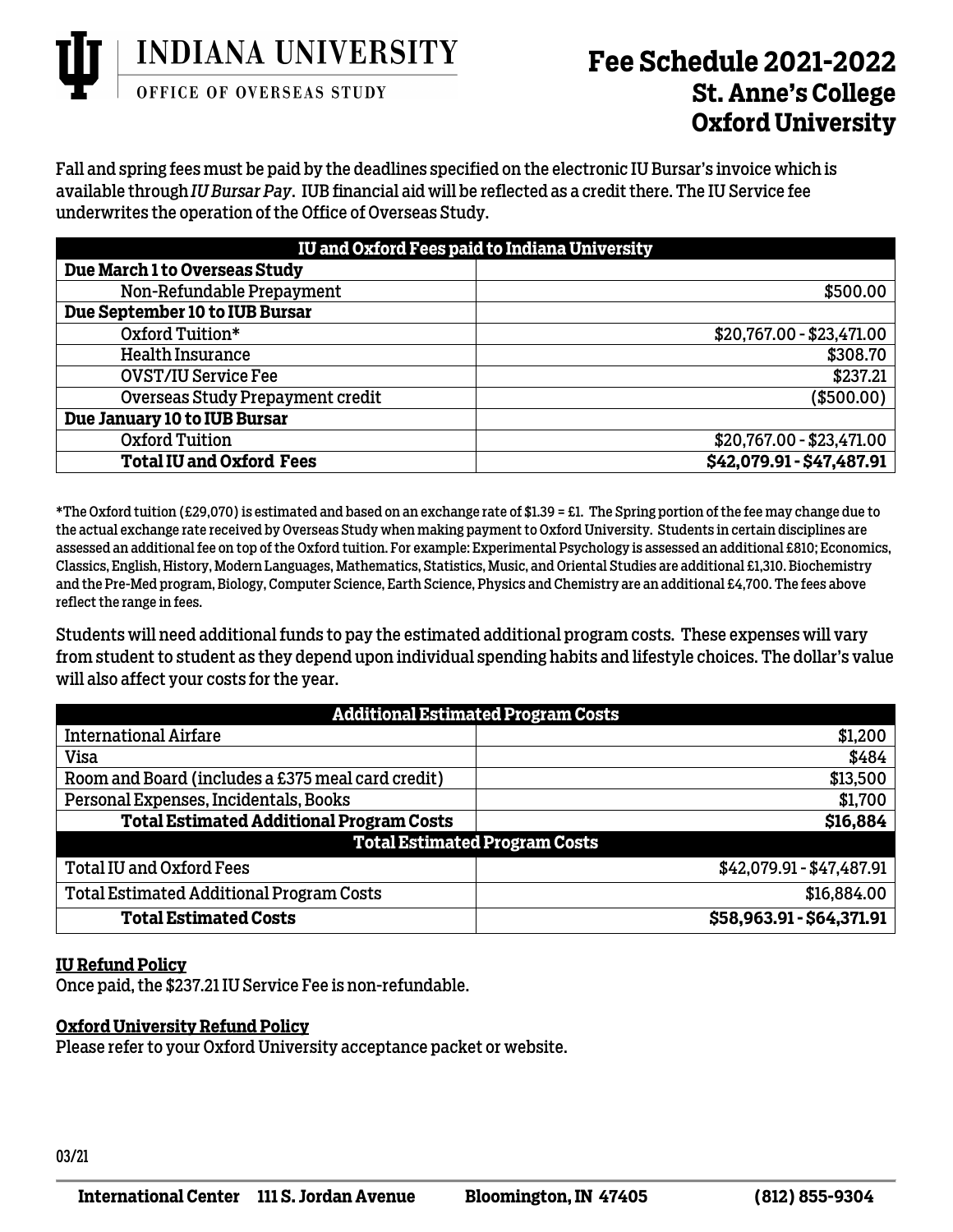**INDIANA UNIVERSITY**
OFFICE OF OVERSEAS STUDY

# Fee Schedule 2021-2022
## St. Anne's College
## Oxford University

Fall and spring fees must be paid by the deadlines specified on the electronic IU Bursar's invoice which is available through *IU Bursar Pay*. IUB financial aid will be reflected as a credit there. The IU Service fee underwrites the operation of the Office of Overseas Study.

| **IU and Oxford Fees paid to Indiana University** | |
|---|---|
| **Due March 1 to Overseas Study** | |
| Non-Refundable Prepayment | $500.00 |
| **Due September 10 to IUB Bursar** | |
| Oxford Tuition* | $20,767.00 - $23,471.00 |
| Health Insurance | $308.70 |
| OVST/IU Service Fee | $237.21 |
| Overseas Study Prepayment credit | ($500.00) |
| **Due January 10 to IUB Bursar** | |
| Oxford Tuition | $20,767.00 - $23,471.00 |
| **Total IU and Oxford Fees** | **$42,079.91 - $47,487.91** |

*The Oxford tuition (£29,070) is estimated and based on an exchange rate of $1.39 = £1. The Spring portion of the fee may change due to the actual exchange rate received by Overseas Study when making payment to Oxford University. Students in certain disciplines are assessed an additional fee on top of the Oxford tuition. For example: Experimental Psychology is assessed an additional £810; Economics, Classics, English, History, Modern Languages, Mathematics, Statistics, Music, and Oriental Studies are additional £1,310. Biochemistry and the Pre-Med program, Biology, Computer Science, Earth Science, Physics and Chemistry are an additional £4,700. The fees above reflect the range in fees.

Students will need additional funds to pay the estimated additional program costs. These expenses will vary from student to student as they depend upon individual spending habits and lifestyle choices. The dollar's value will also affect your costs for the year.

| **Additional Estimated Program Costs** | |
|---|---|
| International Airfare | $1,200 |
| Visa | $484 |
| Room and Board (includes a £375 meal card credit) | $13,500 |
| Personal Expenses, Incidentals, Books | $1,700 |
| **Total Estimated Additional Program Costs** | **$16,884** |
| **Total Estimated Program Costs** | |
| Total IU and Oxford Fees | $42,079.91 - $47,487.91 |
| Total Estimated Additional Program Costs | $16,884.00 |
| **Total Estimated Costs** | **$58,963.91 - $64,371.91** |

**IU Refund Policy**
Once paid, the $237.21 IU Service Fee is non-refundable.

**Oxford University Refund Policy**
Please refer to your Oxford University acceptance packet or website.

03/21

International Center 111 S. Jordan Avenue Bloomington, IN 47405 (812) 855-9304